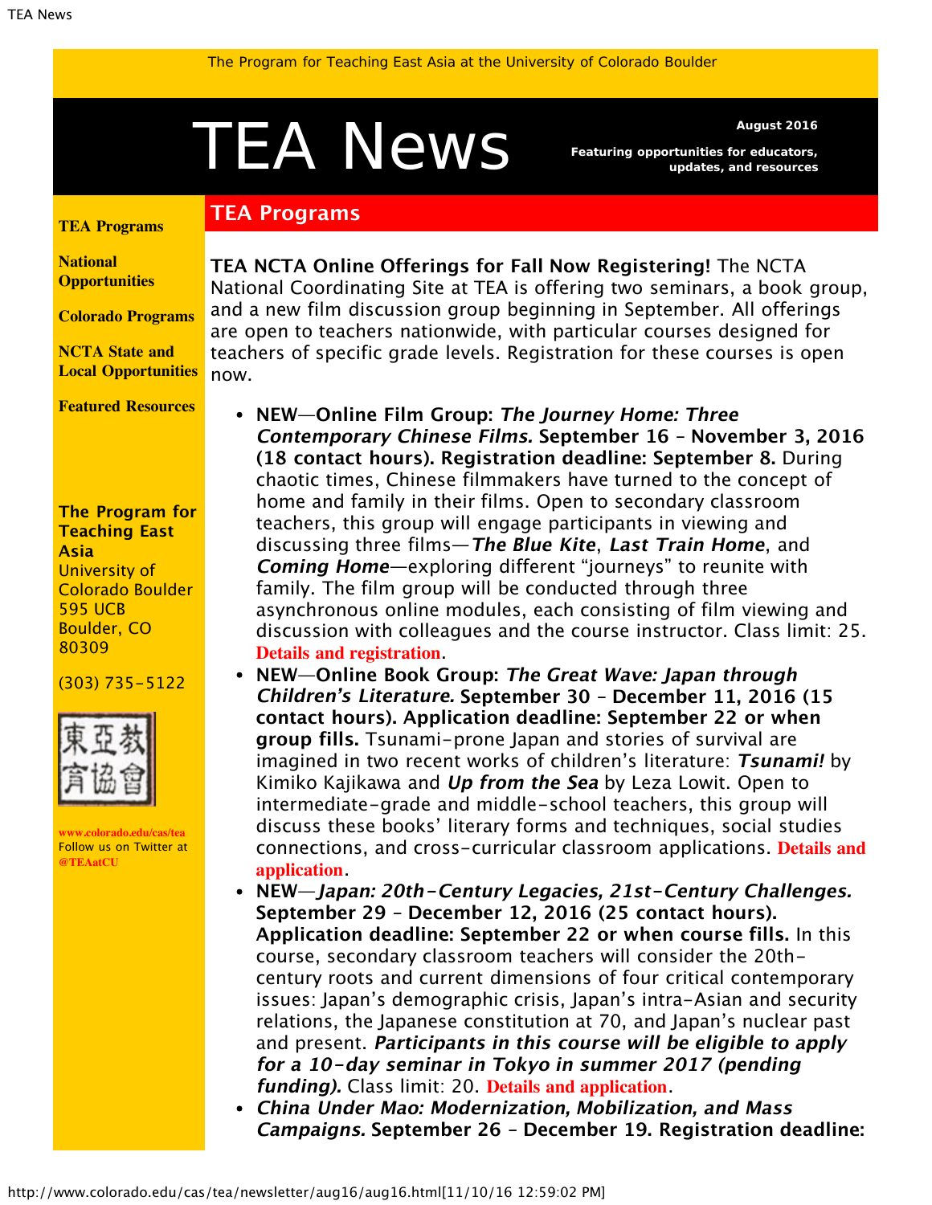The Program for Teaching East Asia at the University of Colorado Boulder

# TEA News

**August 2016**

**Featuring opportunities for educators, updates, and resources**

**TEA Programs**

**National Opportunities**

**Colorado Programs**

**NCTA State and Local Opportunities**

**Featured Resources**

**The Program for Teaching East Asia**
University of Colorado Boulder
595 UCB
Boulder, CO
80309

(303) 735-5122

東亞教育協會

www.colorado.edu/cas/tea
Follow us on Twitter at @TEAatCU

## TEA Programs

**TEA NCTA Online Offerings for Fall Now Registering!** The NCTA National Coordinating Site at TEA is offering two seminars, a book group, and a new film discussion group beginning in September. All offerings are open to teachers nationwide, with particular courses designed for teachers of specific grade levels. Registration for these courses is open now.

- **NEW—Online Film Group: *The Journey Home: Three Contemporary Chinese Films.* September 16 – November 3, 2016 (18 contact hours). Registration deadline: September 8.** During chaotic times, Chinese filmmakers have turned to the concept of home and family in their films. Open to secondary classroom teachers, this group will engage participants in viewing and discussing three films—***The Blue Kite***, ***Last Train Home***, and ***Coming Home***—exploring different "journeys" to reunite with family. The film group will be conducted through three asynchronous online modules, each consisting of film viewing and discussion with colleagues and the course instructor. Class limit: 25. **Details and registration**.
- **NEW—Online Book Group: *The Great Wave: Japan through Children's Literature.* September 30 – December 11, 2016 (15 contact hours). Application deadline: September 22 or when group fills.** Tsunami-prone Japan and stories of survival are imagined in two recent works of children's literature: ***Tsunami!*** by Kimiko Kajikawa and ***Up from the Sea*** by Leza Lowit. Open to intermediate-grade and middle-school teachers, this group will discuss these books' literary forms and techniques, social studies connections, and cross-curricular classroom applications. **Details and application**.
- **NEW—*Japan: 20th-Century Legacies, 21st-Century Challenges.* September 29 – December 12, 2016 (25 contact hours). Application deadline: September 22 or when course fills.** In this course, secondary classroom teachers will consider the 20th-century roots and current dimensions of four critical contemporary issues: Japan's demographic crisis, Japan's intra-Asian and security relations, the Japanese constitution at 70, and Japan's nuclear past and present. ***Participants in this course will be eligible to apply for a 10-day seminar in Tokyo in summer 2017 (pending funding).*** Class limit: 20. **Details and application**.
- ***China Under Mao: Modernization, Mobilization, and Mass Campaigns.*** **September 26 – December 19. Registration deadline:**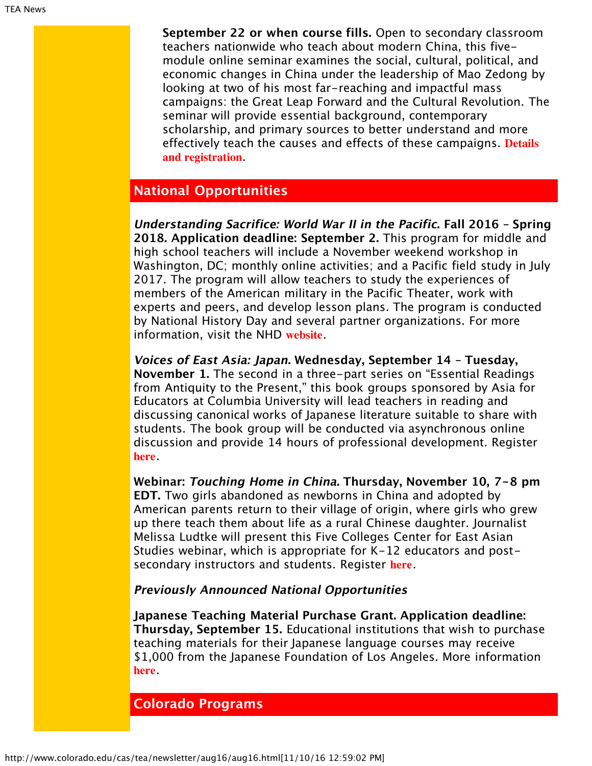**September 22 or when course fills.** Open to secondary classroom teachers nationwide who teach about modern China, this five-module online seminar examines the social, cultural, political, and economic changes in China under the leadership of Mao Zedong by looking at two of his most far-reaching and impactful mass campaigns: the Great Leap Forward and the Cultural Revolution. The seminar will provide essential background, contemporary scholarship, and primary sources to better understand and more effectively teach the causes and effects of these campaigns. **Details and registration**.

## National Opportunities

***Understanding Sacrifice: World War II in the Pacific.* Fall 2016 – Spring 2018. Application deadline: September 2.** This program for middle and high school teachers will include a November weekend workshop in Washington, DC; monthly online activities; and a Pacific field study in July 2017. The program will allow teachers to study the experiences of members of the American military in the Pacific Theater, work with experts and peers, and develop lesson plans. The program is conducted by National History Day and several partner organizations. For more information, visit the NHD **website**.

***Voices of East Asia: Japan*. Wednesday, September 14 – Tuesday, November 1.** The second in a three-part series on "Essential Readings from Antiquity to the Present," this book groups sponsored by Asia for Educators at Columbia University will lead teachers in reading and discussing canonical works of Japanese literature suitable to share with students. The book group will be conducted via asynchronous online discussion and provide 14 hours of professional development. Register **here**.

**Webinar: *Touching Home in China.* Thursday, November 10, 7-8 pm EDT.** Two girls abandoned as newborns in China and adopted by American parents return to their village of origin, where girls who grew up there teach them about life as a rural Chinese daughter. Journalist Melissa Ludtke will present this Five Colleges Center for East Asian Studies webinar, which is appropriate for K-12 educators and post-secondary instructors and students. Register **here**.

***Previously Announced National Opportunities***

**Japanese Teaching Material Purchase Grant. Application deadline: Thursday, September 15.** Educational institutions that wish to purchase teaching materials for their Japanese language courses may receive $1,000 from the Japanese Foundation of Los Angeles. More information **here**.

## Colorado Programs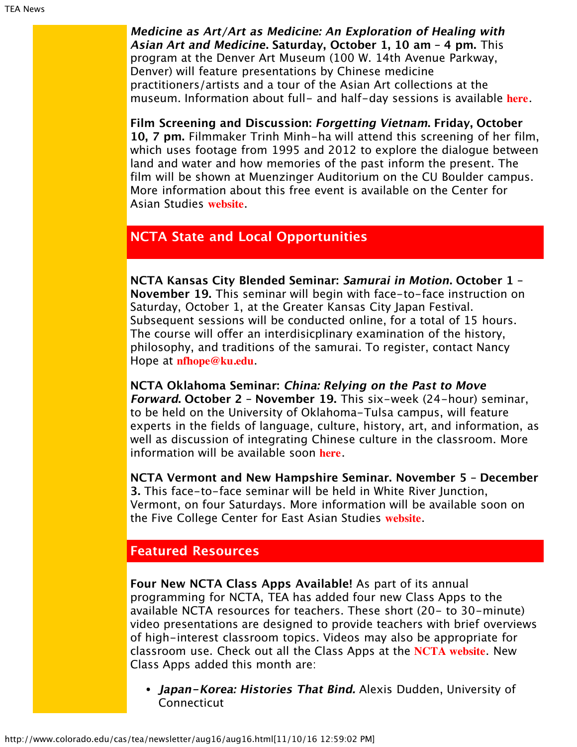***Medicine as Art/Art as Medicine: An Exploration of Healing with Asian Art and Medicine*. Saturday, October 1, 10 am – 4 pm.** This program at the Denver Art Museum (100 W. 14th Avenue Parkway, Denver) will feature presentations by Chinese medicine practitioners/artists and a tour of the Asian Art collections at the museum. Information about full- and half-day sessions is available **here**.

**Film Screening and Discussion: *Forgetting Vietnam*. Friday, October 10, 7 pm.** Filmmaker Trinh Minh-ha will attend this screening of her film, which uses footage from 1995 and 2012 to explore the dialogue between land and water and how memories of the past inform the present. The film will be shown at Muenzinger Auditorium on the CU Boulder campus. More information about this free event is available on the Center for Asian Studies **website**.

## NCTA State and Local Opportunities

**NCTA Kansas City Blended Seminar: *Samurai in Motion*. October 1 – November 19.** This seminar will begin with face-to-face instruction on Saturday, October 1, at the Greater Kansas City Japan Festival. Subsequent sessions will be conducted online, for a total of 15 hours. The course will offer an interdisicplinary examination of the history, philosophy, and traditions of the samurai. To register, contact Nancy Hope at **nfhope@ku.edu**.

**NCTA Oklahoma Seminar: *China: Relying on the Past to Move Forward*. October 2 – November 19.** This six-week (24-hour) seminar, to be held on the University of Oklahoma-Tulsa campus, will feature experts in the fields of language, culture, history, art, and information, as well as discussion of integrating Chinese culture in the classroom. More information will be available soon **here**.

**NCTA Vermont and New Hampshire Seminar. November 5 – December 3.** This face-to-face seminar will be held in White River Junction, Vermont, on four Saturdays. More information will be available soon on the Five College Center for East Asian Studies **website**.

## Featured Resources

**Four New NCTA Class Apps Available!** As part of its annual programming for NCTA, TEA has added four new Class Apps to the available NCTA resources for teachers. These short (20- to 30-minute) video presentations are designed to provide teachers with brief overviews of high-interest classroom topics. Videos may also be appropriate for classroom use. Check out all the Class Apps at the **NCTA website**. New Class Apps added this month are:

- ***Japan-Korea: Histories That Bind.*** Alexis Dudden, University of Connecticut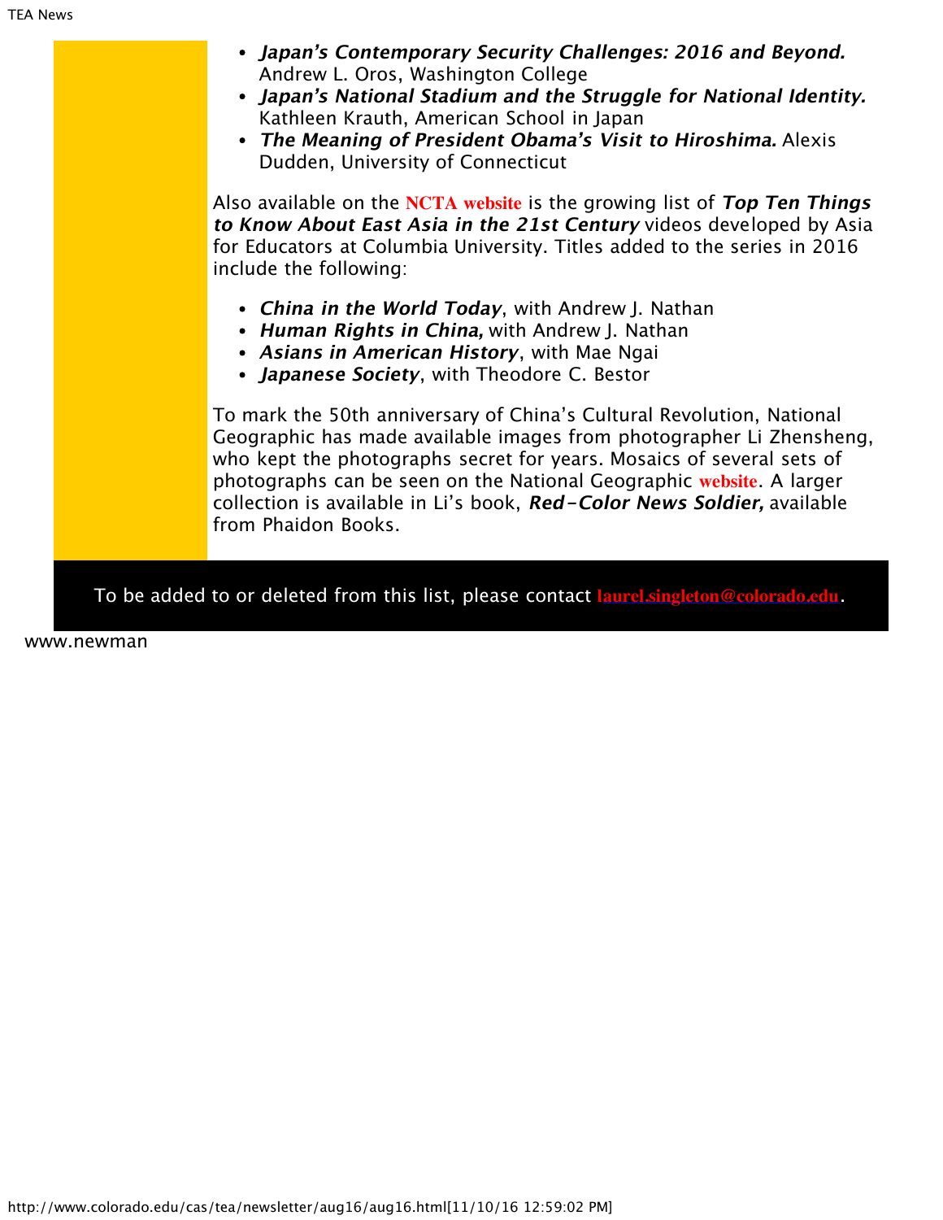- ***Japan's Contemporary Security Challenges: 2016 and Beyond.*** Andrew L. Oros, Washington College
- ***Japan's National Stadium and the Struggle for National Identity.*** Kathleen Krauth, American School in Japan
- ***The Meaning of President Obama's Visit to Hiroshima.*** Alexis Dudden, University of Connecticut

Also available on the NCTA website is the growing list of ***Top Ten Things to Know About East Asia in the 21st Century*** videos developed by Asia for Educators at Columbia University. Titles added to the series in 2016 include the following:

- ***China in the World Today***, with Andrew J. Nathan
- ***Human Rights in China,*** with Andrew J. Nathan
- ***Asians in American History***, with Mae Ngai
- ***Japanese Society***, with Theodore C. Bestor

To mark the 50th anniversary of China's Cultural Revolution, National Geographic has made available images from photographer Li Zhensheng, who kept the photographs secret for years. Mosaics of several sets of photographs can be seen on the National Geographic website. A larger collection is available in Li's book, ***Red-Color News Soldier,*** available from Phaidon Books.

To be added to or deleted from this list, please contact laurel.singleton@colorado.edu.

www.newman